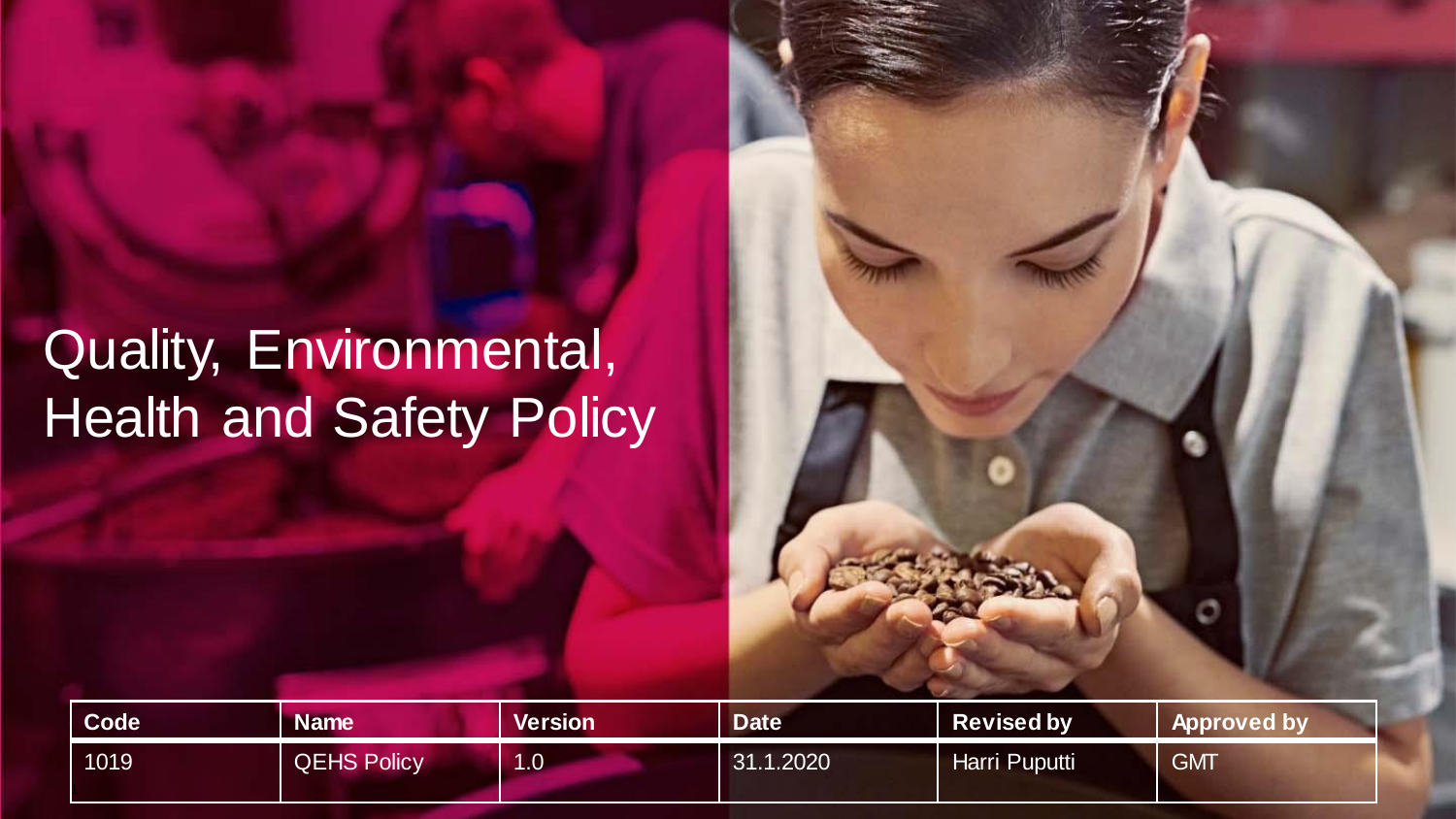# Quality, Environmental, Health and Safety Policy

| Code | Name | Version | Date | Revised by | Approved by |
| --- | --- | --- | --- | --- | --- |
| 1019 | QEHS Policy | 1.0 | 31.1.2020 | Harri Puputti | GMT |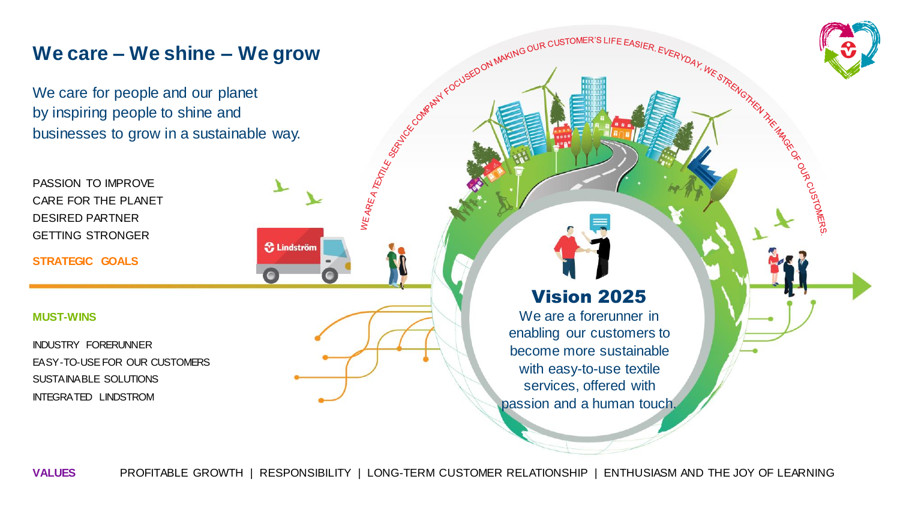## We care – We shine – We grow

We care for people and our planet
by inspiring people to shine and
businesses to grow in a sustainable way.

PASSION TO IMPROVE
CARE FOR THE PLANET
DESIRED PARTNER
GETTING STRONGER

**STRATEGIC GOALS**

**MUST-WINS**

INDUSTRY FORERUNNER
EASY-TO-USE FOR OUR CUSTOMERS
SUSTAINABLE SOLUTIONS
INTEGRATED LINDSTROM

WE ARE A TEXTILE SERVICE COMPANY FOCUSED ON MAKING OUR CUSTOMER'S LIFE EASIER. EVERYDAY, WE STRENGTHEN THE IMAGE OF OUR CUSTOMERS.

Lindström

### Vision 2025

We are a forerunner in enabling our customers to become more sustainable with easy-to-use textile services, offered with passion and a human touch.

**VALUES** PROFITABLE GROWTH | RESPONSIBILITY | LONG-TERM CUSTOMER RELATIONSHIP | ENTHUSIASM AND THE JOY OF LEARNING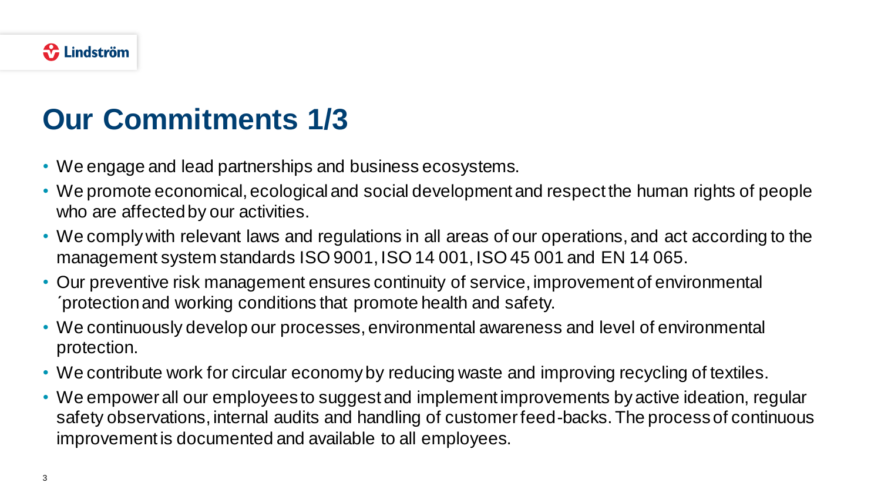# Our Commitments 1/3

- We engage and lead partnerships and business ecosystems.
- We promote economical, ecological and social development and respect the human rights of people who are affected by our activities.
- We comply with relevant laws and regulations in all areas of our operations, and act according to the management system standards ISO 9001, ISO 14 001, ISO 45 001 and EN 14 065.
- Our preventive risk management ensures continuity of service, improvement of environmental ´protection and working conditions that promote health and safety.
- We continuously develop our processes, environmental awareness and level of environmental protection.
- We contribute work for circular economy by reducing waste and improving recycling of textiles.
- We empower all our employees to suggest and implement improvements by active ideation, regular safety observations, internal audits and handling of customer feed-backs. The process of continuous improvement is documented and available to all employees.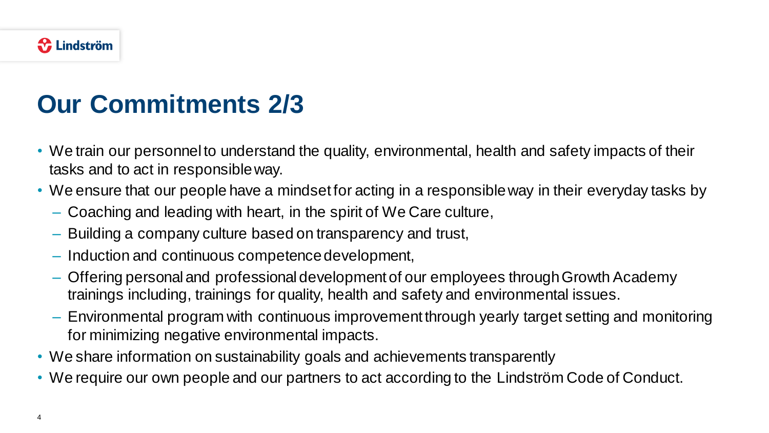# Our Commitments 2/3

- We train our personnel to understand the quality, environmental, health and safety impacts of their tasks and to act in responsible way.
- We ensure that our people have a mindset for acting in a responsible way in their everyday tasks by
  - Coaching and leading with heart, in the spirit of We Care culture,
  - Building a company culture based on transparency and trust,
  - Induction and continuous competence development,
  - Offering personal and professional development of our employees through Growth Academy trainings including, trainings for quality, health and safety and environmental issues.
  - Environmental program with continuous improvement through yearly target setting and monitoring for minimizing negative environmental impacts.
- We share information on sustainability goals and achievements transparently
- We require our own people and our partners to act according to the Lindström Code of Conduct.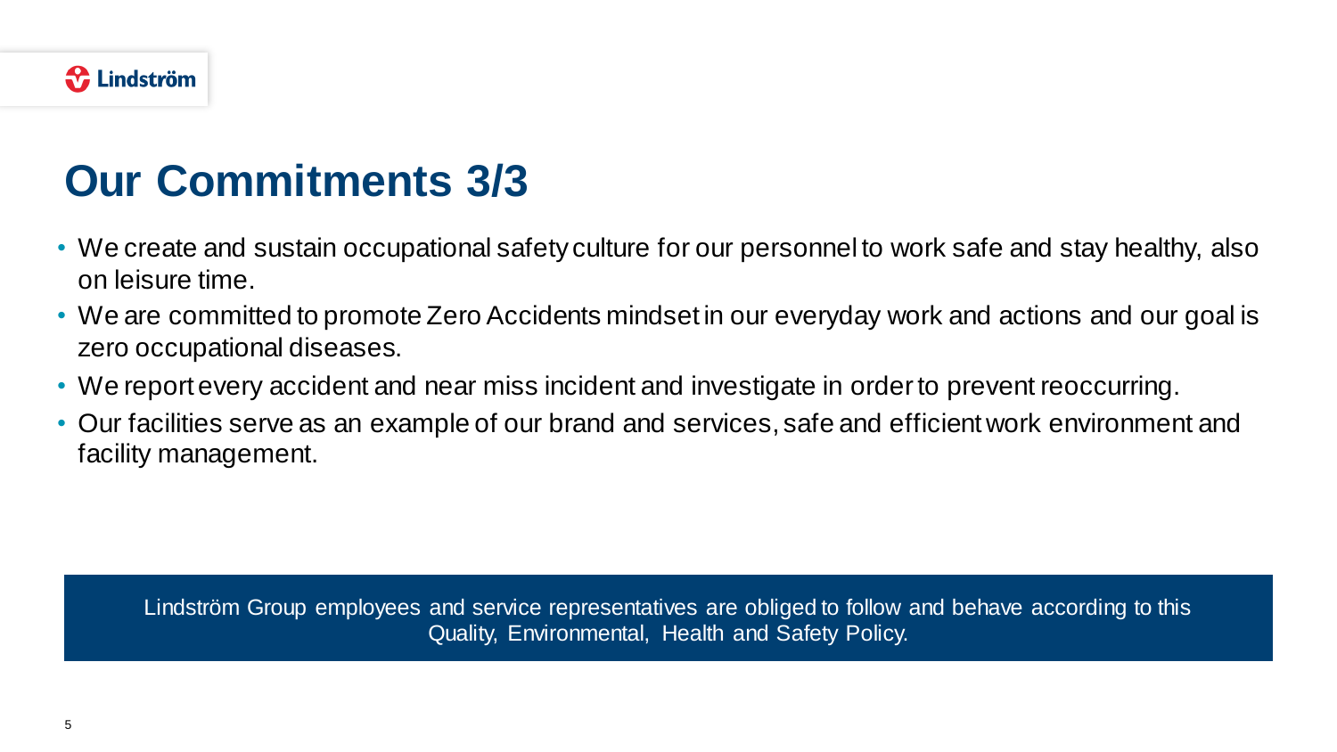# Our Commitments 3/3

- We create and sustain occupational safety culture for our personnel to work safe and stay healthy, also on leisure time.
- We are committed to promote Zero Accidents mindset in our everyday work and actions and our goal is zero occupational diseases.
- We report every accident and near miss incident and investigate in order to prevent reoccurring.
- Our facilities serve as an example of our brand and services, safe and efficient work environment and facility management.

Lindström Group employees and service representatives are obliged to follow and behave according to this Quality, Environmental, Health and Safety Policy.